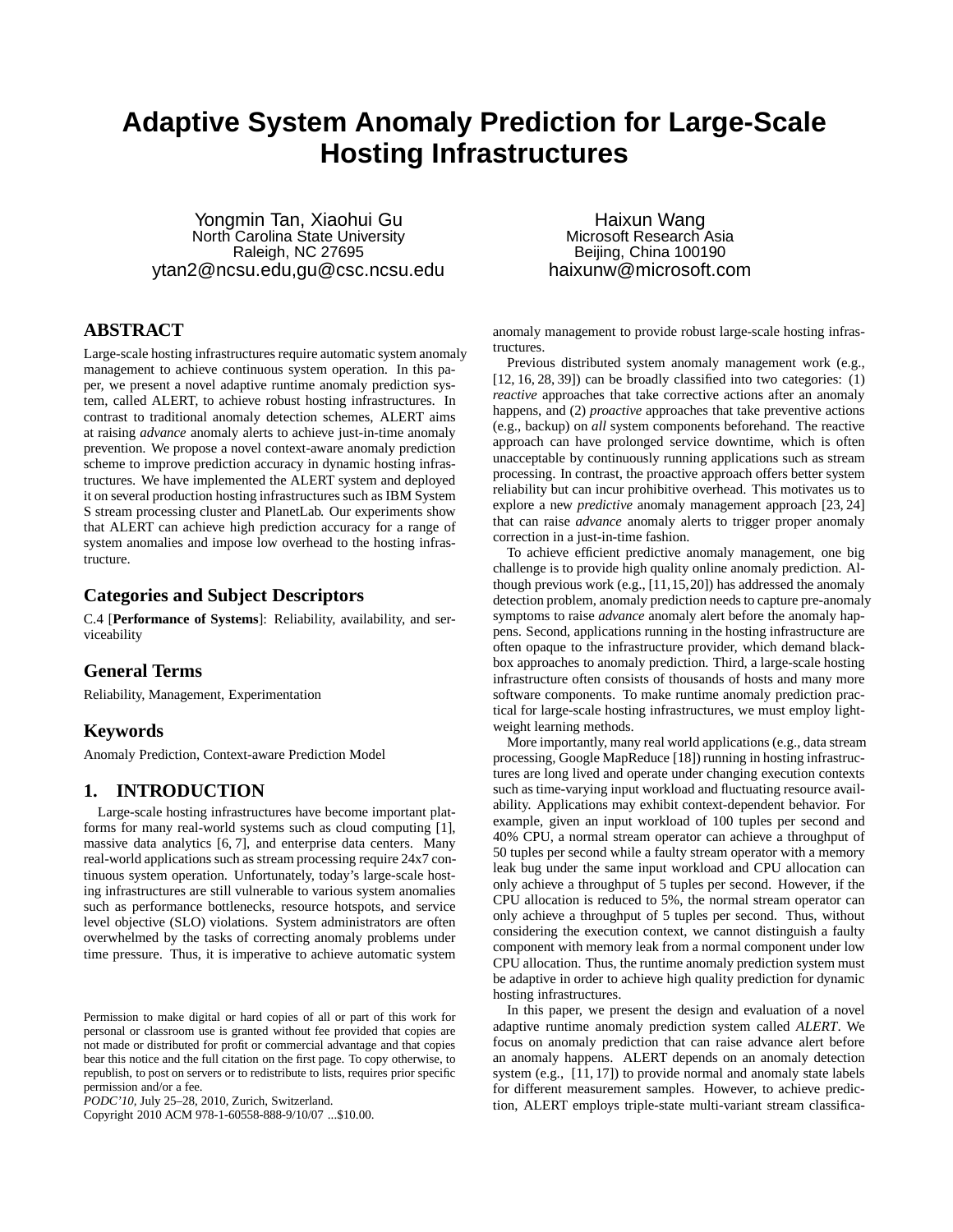# Adaptive System Anomaly Prediction for Large-Scale Hosting Infrastructures

Yongmin Tan, Xiaohui Gu
North Carolina State University
Raleigh, NC 27695
ytan2@ncsu.edu,gu@csc.ncsu.edu

Haixun Wang
Microsoft Research Asia
Beijing, China 100190
haixunw@microsoft.com

## ABSTRACT

Large-scale hosting infrastructures require automatic system anomaly management to achieve continuous system operation. In this paper, we present a novel adaptive runtime anomaly prediction system, called ALERT, to achieve robust hosting infrastructures. In contrast to traditional anomaly detection schemes, ALERT aims at raising *advance* anomaly alerts to achieve just-in-time anomaly prevention. We propose a novel context-aware anomaly prediction scheme to improve prediction accuracy in dynamic hosting infrastructures. We have implemented the ALERT system and deployed it on several production hosting infrastructures such as IBM System S stream processing cluster and PlanetLab. Our experiments show that ALERT can achieve high prediction accuracy for a range of system anomalies and impose low overhead to the hosting infrastructure.

## Categories and Subject Descriptors

C.4 [**Performance of Systems**]: Reliability, availability, and serviceability

## General Terms

Reliability, Management, Experimentation

## Keywords

Anomaly Prediction, Context-aware Prediction Model

## 1. INTRODUCTION

Large-scale hosting infrastructures have become important platforms for many real-world systems such as cloud computing [1], massive data analytics [6, 7], and enterprise data centers. Many real-world applications such as stream processing require 24x7 continuous system operation. Unfortunately, today's large-scale hosting infrastructures are still vulnerable to various system anomalies such as performance bottlenecks, resource hotspots, and service level objective (SLO) violations. System administrators are often overwhelmed by the tasks of correcting anomaly problems under time pressure. Thus, it is imperative to achieve automatic system anomaly management to provide robust large-scale hosting infrastructures.

Previous distributed system anomaly management work (e.g., [12, 16, 28, 39]) can be broadly classified into two categories: (1) *reactive* approaches that take corrective actions after an anomaly happens, and (2) *proactive* approaches that take preventive actions (e.g., backup) on *all* system components beforehand. The reactive approach can have prolonged service downtime, which is often unacceptable by continuously running applications such as stream processing. In contrast, the proactive approach offers better system reliability but can incur prohibitive overhead. This motivates us to explore a new *predictive* anomaly management approach [23, 24] that can raise *advance* anomaly alerts to trigger proper anomaly correction in a just-in-time fashion.

To achieve efficient predictive anomaly management, one big challenge is to provide high quality online anomaly prediction. Although previous work (e.g., [11,15,20]) has addressed the anomaly detection problem, anomaly prediction needs to capture pre-anomaly symptoms to raise *advance* anomaly alert before the anomaly happens. Second, applications running in the hosting infrastructure are often opaque to the infrastructure provider, which demand black-box approaches to anomaly prediction. Third, a large-scale hosting infrastructure often consists of thousands of hosts and many more software components. To make runtime anomaly prediction practical for large-scale hosting infrastructures, we must employ lightweight learning methods.

More importantly, many real world applications (e.g., data stream processing, Google MapReduce [18]) running in hosting infrastructures are long lived and operate under changing execution contexts such as time-varying input workload and fluctuating resource availability. Applications may exhibit context-dependent behavior. For example, given an input workload of 100 tuples per second and 40% CPU, a normal stream operator can achieve a throughput of 50 tuples per second while a faulty stream operator with a memory leak bug under the same input workload and CPU allocation can only achieve a throughput of 5 tuples per second. However, if the CPU allocation is reduced to 5%, the normal stream operator can only achieve a throughput of 5 tuples per second. Thus, without considering the execution context, we cannot distinguish a faulty component with memory leak from a normal component under low CPU allocation. Thus, the runtime anomaly prediction system must be adaptive in order to achieve high quality prediction for dynamic hosting infrastructures.

In this paper, we present the design and evaluation of a novel adaptive runtime anomaly prediction system called *ALERT*. We focus on anomaly prediction that can raise advance alert before an anomaly happens. ALERT depends on an anomaly detection system (e.g., [11, 17]) to provide normal and anomaly state labels for different measurement samples. However, to achieve prediction, ALERT employs triple-state multi-variant stream classifica-

Permission to make digital or hard copies of all or part of this work for personal or classroom use is granted without fee provided that copies are not made or distributed for profit or commercial advantage and that copies bear this notice and the full citation on the first page. To copy otherwise, to republish, to post on servers or to redistribute to lists, requires prior specific permission and/or a fee.
*PODC'10*, July 25–28, 2010, Zurich, Switzerland.
Copyright 2010 ACM 978-1-60558-888-9/10/07 ...$10.00.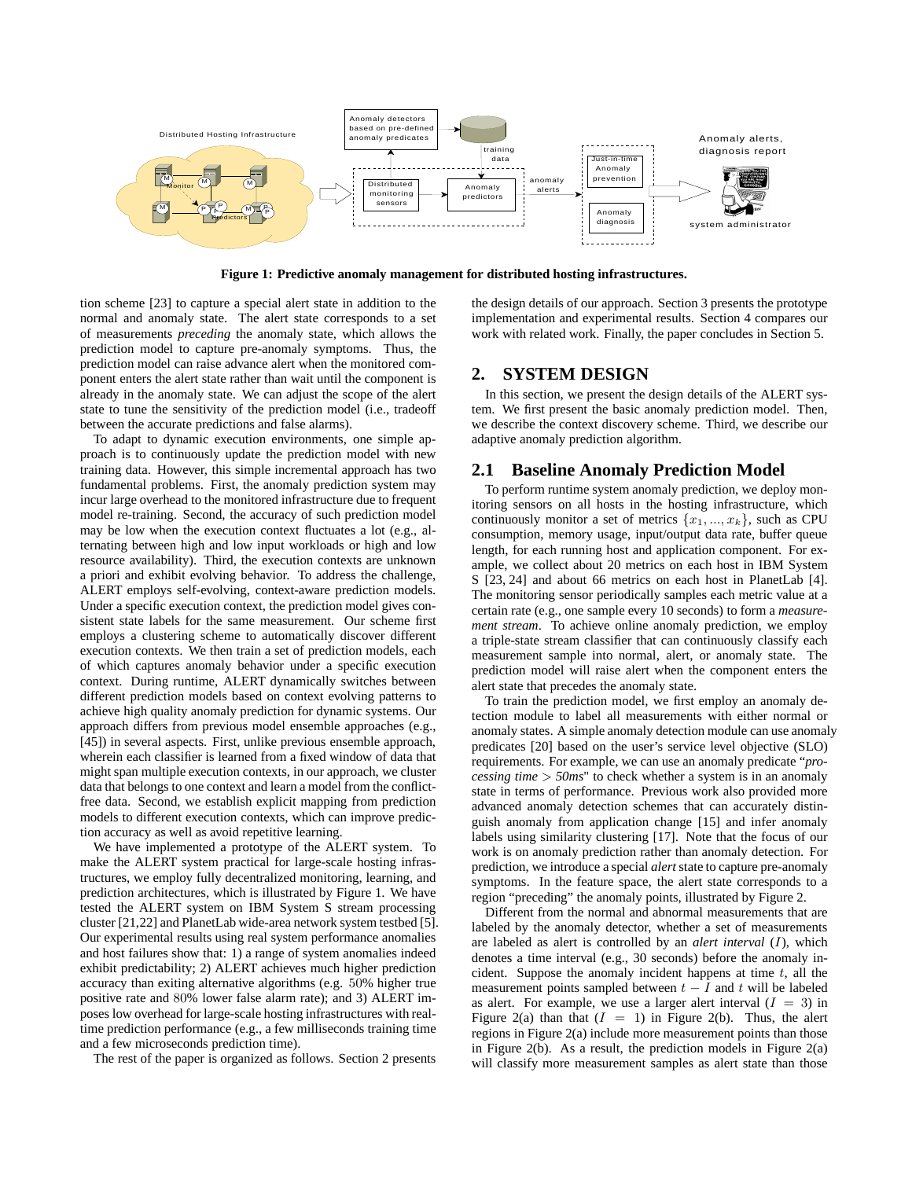Distributed Hosting Infrastructure

Monitor

Predictors

Anomaly detectors based on pre-defined anomaly predicates

training data

Distributed monitoring sensors

Anomaly predictors

anomaly alerts

Just-in-time Anomaly prevention

Anomaly diagnosis

Anomaly alerts, diagnosis report

system administrator

**Figure 1: Predictive anomaly management for distributed hosting infrastructures.**

tion scheme [23] to capture a special alert state in addition to the normal and anomaly state. The alert state corresponds to a set of measurements *preceding* the anomaly incident, which allows the prediction model to capture pre-anomaly symptoms. Thus, the prediction model can raise advance alert when the monitored component enters the alert state rather than wait until the component is already in the anomaly state. We can adjust the scope of the alert state to tune the sensitivity of the prediction model (i.e., tradeoff between the accurate predictions and false alarms).

To adapt to dynamic execution environments, one simple approach is to continuously update the prediction model with new training data. However, this simple incremental approach has two fundamental problems. First, the anomaly prediction system may incur large overhead to the monitored infrastructure due to frequent model re-training. Second, the accuracy of such prediction model may be low when the execution context fluctuates a lot (e.g., alternating between high and low input workloads or high and low resource availability). Third, the execution contexts are unknown a priori and exhibit evolving behavior. To address the challenge, ALERT employs self-evolving, context-aware prediction models. Under a specific execution context, the prediction model gives consistent state labels for the same measurement. Our scheme first employs a clustering scheme to automatically discover different execution contexts. We then train a set of prediction models, each of which captures anomaly behavior under a specific execution context. During runtime, ALERT dynamically switches between different prediction models based on context evolving patterns to achieve high quality anomaly prediction for dynamic systems. Our approach differs from previous model ensemble approaches (e.g., [45]) in several aspects. First, unlike previous ensemble approach, wherein each classifier is learned from a fixed window of data that might span multiple execution contexts, in our approach, we cluster data that belongs to one context and learn a model from the conflict-free data. Second, we establish explicit mapping from prediction models to different execution contexts, which can improve prediction accuracy as well as avoid repetitive learning.

We have implemented a prototype of the ALERT system. To make the ALERT system practical for large-scale hosting infrastructures, we employ fully decentralized monitoring, learning, and prediction architectures, which is illustrated by Figure 1. We have tested the ALERT system on IBM System S stream processing cluster [21,22] and PlanetLab wide-area network system testbed [5]. Our experimental results using real system performance anomalies and host failures show that: 1) a range of system anomalies indeed exhibit predictability; 2) ALERT achieves much higher prediction accuracy than exiting alternative algorithms (e.g. 50% higher true positive rate and 80% lower false alarm rate); and 3) ALERT imposes low overhead for large-scale hosting infrastructures with real-time prediction performance (e.g., a few milliseconds training time and a few microseconds prediction time).

The rest of the paper is organized as follows. Section 2 presents the design details of our approach. Section 3 presents the prototype implementation and experimental results. Section 4 compares our work with related work. Finally, the paper concludes in Section 5.

## 2. SYSTEM DESIGN

In this section, we present the design details of the ALERT system. We first present the basic anomaly prediction model. Then, we describe the context discovery scheme. Third, we describe our adaptive anomaly prediction algorithm.

### 2.1 Baseline Anomaly Prediction Model

To perform runtime system anomaly prediction, we deploy monitoring sensors on all hosts in the hosting infrastructure, which continuously monitor a set of metrics $\{x_1, ..., x_k\}$, such as CPU consumption, memory usage, input/output data rate, buffer queue length, for each running host and application component. For example, we collect about 20 metrics on each host in IBM System S [23, 24] and about 66 metrics on each host in PlanetLab [4]. The monitoring sensor periodically samples each metric value at a certain rate (e.g., one sample every 10 seconds) to form a *measurement stream*. To achieve online anomaly prediction, we employ a triple-state stream classifier that can continuously classify each measurement sample into normal, alert, or anomaly state. The prediction model will raise alert when the component enters the alert state that precedes the anomaly state.

To train the prediction model, we first employ an anomaly detection module to label all measurements with either normal or anomaly states. A simple anomaly detection module can use anomaly predicates [20] based on the user's service level objective (SLO) requirements. For example, we can use an anomaly predicate "*processing time* $>$ *50ms*" to check whether a system is in an anomaly state in terms of performance. Previous work also provided more advanced anomaly detection schemes that can accurately distinguish anomaly from application change [15] and infer anomaly labels using similarity clustering [17]. Note that the focus of our work is on anomaly prediction rather than anomaly detection. For prediction, we introduce a special *alert* state to capture pre-anomaly symptoms. In the feature space, the alert state corresponds to a region "preceding" the anomaly points, illustrated by Figure 2.

Different from the normal and abnormal measurements that are labeled by the anomaly detector, whether a set of measurements are labeled as alert is controlled by an *alert interval* ($I$), which denotes a time interval (e.g., 30 seconds) before the anomaly incident. Suppose the anomaly incident happens at time $t$, all the measurement points sampled between $t - I$ and $t$ will be labeled as alert. For example, we use a larger alert interval ($I = 3$) in Figure 2(a) than that ($I = 1$) in Figure 2(b). Thus, the alert regions in Figure 2(a) include more measurement points than those in Figure 2(b). As a result, the prediction models in Figure 2(a) will classify more measurement samples as alert state than those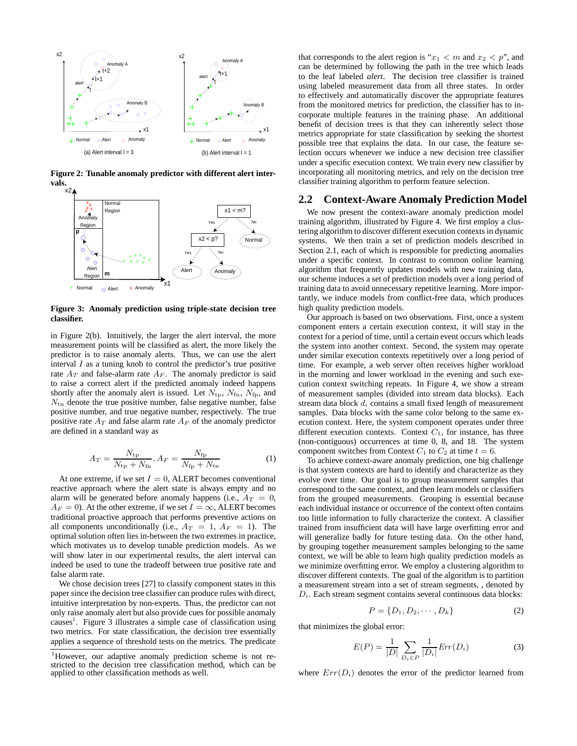Figure 2: Tunable anomaly predictor with different alert intervals.

Figure 3: Anomaly prediction using triple-state decision tree classifier.

in Figure 2(b). Intuitively, the larger the alert interval, the more measurement points will be classified as alert, the more likely the predictor is to raise anomaly alerts. Thus, we can use the alert interval $I$ as a tuning knob to control the predictor's true positive rate $A_T$ and false-alarm rate $A_F$. The anomaly predictor is said to raise a correct alert if the predicted anomaly indeed happens shortly after the anomaly alert is issued. Let $N_{\rm tp}$, $N_{\rm fn}$, $N_{\rm fp}$, and $N_{\rm tn}$ denote the true positive number, false negative number, false positive number, and true negative number, respectively. The true positive rate $A_T$ and false alarm rate $A_F$ of the anomaly predictor are defined in a standard way as

$$A_T = \frac{N_{\rm tp}}{N_{\rm tp} + N_{\rm fn}}, A_F = \frac{N_{\rm fp}}{N_{\rm fp} + N_{\rm tn}} \quad (1)$$

At one extreme, if we set $I = 0$, ALERT becomes conventional reactive approach where the alert state is always empty and no alarm will be generated before anomaly happens (i.e., $A_T = 0$, $A_F = 0$). At the other extreme, if we set $I = \infty$, ALERT becomes traditional proactive approach that performs preventive actions on all components unconditionally (i.e., $A_T = 1$, $A_F = 1$). The optimal solution often lies in-between the two extremes in practice, which motivates us to develop tunable prediction models. As we will show later in our experimental results, the alert interval can indeed be used to tune the tradeoff between true positive rate and false alarm rate.

We chose decision trees [27] to classify component states in this paper since the decision tree classifier can produce rules with direct, intuitive interpretation by non-experts. Thus, the predictor can not only raise anomaly alert but also provide cues for possible anomaly causes[1]. Figure 3 illustrates a simple case of classification using two metrics. For state classification, the decision tree essentially applies a sequence of threshold tests on the metrics. The predicate that corresponds to the alert region is "$x_1 < m$ and $x_2 < p$", and can be determined by following the path in the tree which leads to the leaf labeled *alert*. The decision tree classifier is trained using labeled measurement data from all three states. In order to effectively and automatically discover the appropriate features from the monitored metrics for prediction, the classifier has to incorporate multiple features in the training phase. An additional benefit of decision trees is that they can inherently select those metrics appropriate for state classification by seeking the shortest possible tree that explains the data. In our case, the feature selection occurs whenever we induce a new decision tree classifier under a specific execution context. We train every new classifier by incorporating all monitoring metrics, and rely on the decision tree classifier training algorithm to perform feature selection.

[1] However, our adaptive anomaly prediction scheme is not restricted to the decision tree classification method, which can be applied to other classification methods as well.

## 2.2 Context-Aware Anomaly Prediction Model

We now present the context-aware anomaly prediction model training algorithm, illustrated by Figure 4. We first employ a clustering algorithm to discover different execution contexts in dynamic systems. We then train a set of prediction models described in Section 2.1, each of which is responsible for predicting anomalies under a specific context. In contrast to common online learning algorithm that frequently updates models with new training data, our scheme induces a set of predictor models over a long period of training data to avoid unnecessary repetitive learning. More importantly, we induce models from conflict-free data, which produces high quality prediction models.

Our approach is based on two observations. First, once a system component enters a certain execution context, it will stay in the context for a period of time, until a certain event occurs which leads the system into another context. Second, the system may operate under similar execution contexts repetitively over a long period of time. For example, a web server often receives higher workload in the morning and lower workload in the evening and such execution context switching repeats. In Figure 4, we show a stream of measurement samples (divided into stream data blocks). Each stream data block $d_i$ contains a small fixed length of measurement samples. Data blocks with the same color belong to the same execution context. Here, the system component operates under three different execution contexts. Context $C_1$, for instance, has three (non-contiguous) occurrences at time 0, 8, and 18. The system component switches from Context $C_1$ to $C_2$ at time $t = 6$.

To achieve context-aware anomaly prediction, one big challenge is that system contexts are hard to identify and characterize as they evolve over time. Our goal is to group measurement samples that correspond to the same context, and then learn models or classifiers from the grouped measurements. Grouping is essential because each individual instance or occurrence of the context often contains too little information to fully characterize the context. A classifier trained from insufficient data will have large overfitting error and will generalize badly for future testing data. On the other hand, by grouping together measurement samples belonging to the same context, we will be able to learn high quality prediction models as we minimize overfitting error. We employ a clustering algorithm to discover different contexts. The goal of the algorithm is to partition a measurement stream into a set of stream segments, , denoted by $D_i$. Each stream segment contains several continuous data blocks:

$$P = \{D_1, D_2, \cdots, D_k\} \quad (2)$$

that minimizes the global error:

$$E(P) = \frac{1}{|D|} \sum_{D_i \in P} \frac{1}{|D_i|} Err(D_i) \quad (3)$$

where $Err(D_i)$ denotes the error of the predictor learned from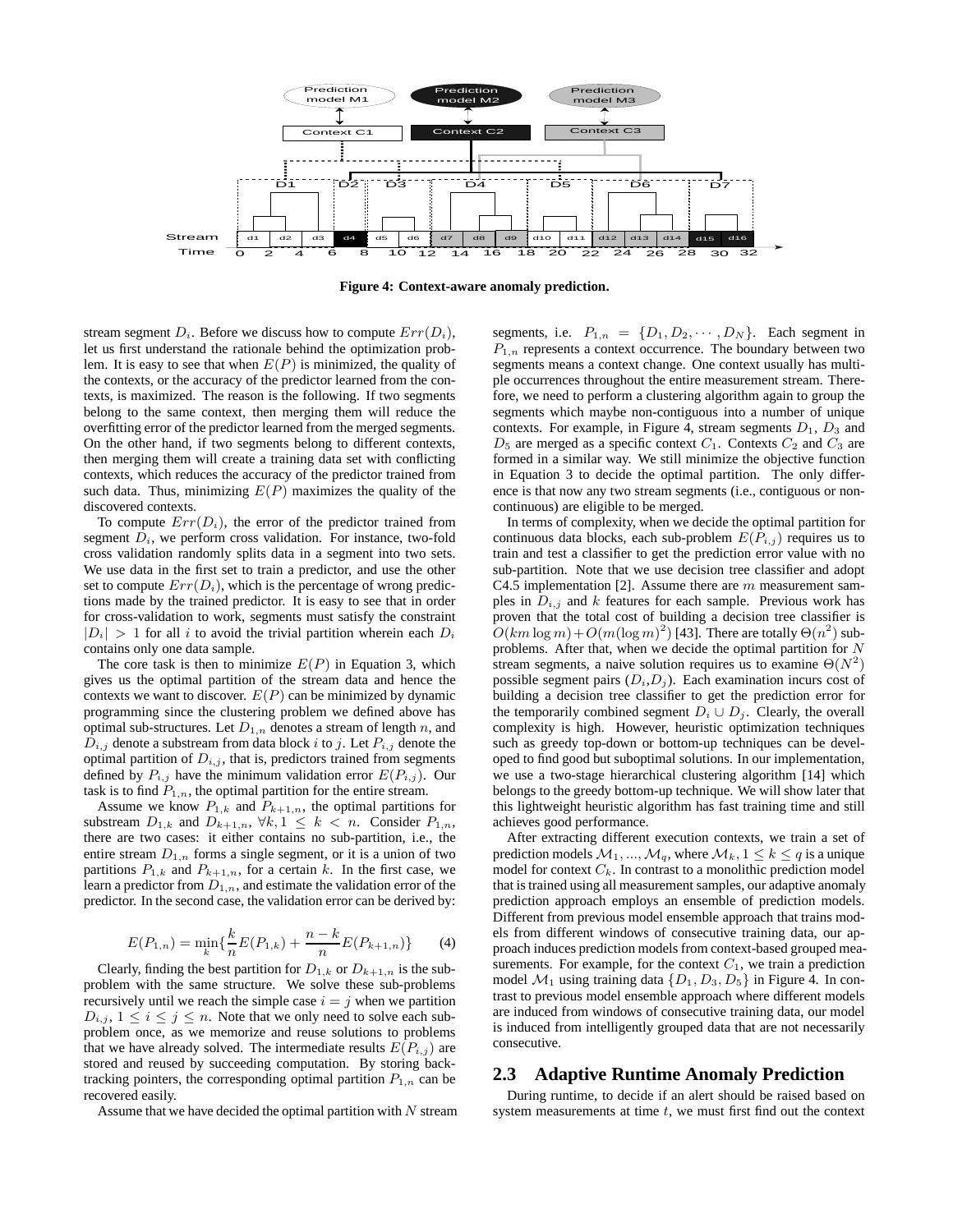**Figure 4: Context-aware anomaly prediction.**

stream segment $D_i$. Before we discuss how to compute $Err(D_i)$, let us first understand the rationale behind the optimization problem. It is easy to see that when $E(P)$ is minimized, the quality of the contexts, or the accuracy of the predictor learned from the contexts, is maximized. The reason is the following. If two segments belong to the same context, then merging them will reduce the overfitting error of the predictor learned from the merged segments. On the other hand, if two segments belong to different contexts, then merging them will create a training data set with conflicting contexts, which reduces the accuracy of the predictor trained from such data. Thus, minimizing $E(P)$ maximizes the quality of the discovered contexts.

To compute $Err(D_i)$, the error of the predictor trained from segment $D_i$, we perform cross validation. For instance, two-fold cross validation randomly splits data in a segment into two sets. We use data in the first set to train a predictor, and use the other set to compute $Err(D_i)$, which is the percentage of wrong predictions made by the trained predictor. It is easy to see that in order for cross-validation to work, segments must satisfy the constraint $|D_i| > 1$ for all $i$ to avoid the trivial partition wherein each $D_i$ contains only one data sample.

The core task is then to minimize $E(P)$ in Equation 3, which gives us the optimal partition of the stream data and hence the contexts we want to discover. $E(P)$ can be minimized by dynamic programming since the clustering problem we defined above has optimal sub-structures. Let $D_{1,n}$ denotes a stream of length $n$, and $D_{i,j}$ denote a substream from data block $i$ to $j$. Let $P_{i,j}$ denote the optimal partition of $D_{i,j}$, that is, predictors trained from segments defined by $P_{i,j}$ have the minimum validation error $E(P_{i,j})$. Our task is to find $P_{1,n}$, the optimal partition for the entire stream.

Assume we know $P_{1,k}$ and $P_{k+1,n}$, the optimal partitions for substream $D_{1,k}$ and $D_{k+1,n}$, $\forall k, 1 \leq k < n$. Consider $P_{1,n}$, there are two cases: it either contains no sub-partition, i.e., the entire stream $D_{1,n}$ forms a single segment, or it is a union of two partitions $P_{1,k}$ and $P_{k+1,n}$, for a certain $k$. In the first case, we learn a predictor from $D_{1,n}$, and estimate the validation error of the predictor. In the second case, the validation error can be derived by:

$$E(P_{1,n}) = \min_k \{ \frac{k}{n} E(P_{1,k}) + \frac{n-k}{n} E(P_{k+1,n}) \} \qquad (4)$$

Clearly, finding the best partition for $D_{1,k}$ or $D_{k+1,n}$ is the subproblem with the same structure. We solve these sub-problems recursively until we reach the simple case $i = j$ when we partition $D_{i,j}$, $1 \leq i \leq j \leq n$. Note that we only need to solve each subproblem once, as we memorize and reuse solutions to problems that we have already solved. The intermediate results $E(P_{i,j})$ are stored and reused by succeeding computation. By storing backtracking pointers, the corresponding optimal partition $P_{1,n}$ can be recovered easily.

Assume that we have decided the optimal partition with $N$ stream segments, i.e. $P_{1,n} = \{D_1, D_2, \cdots, D_N\}$. Each segment in $P_{1,n}$ represents a context occurrence. The boundary between two segments means a context change. One context usually has multiple occurrences throughout the entire measurement stream. Therefore, we need to perform a clustering algorithm again to group the segments which maybe non-contiguous into a number of unique contexts. For example, in Figure 4, stream segments $D_1$, $D_3$ and $D_5$ are merged as a specific context $C_1$. Contexts $C_2$ and $C_3$ are formed in a similar way. We still minimize the objective function in Equation 3 to decide the optimal partition. The only difference is that now any two stream segments (i.e., contiguous or non-continuous) are eligible to be merged.

In terms of complexity, when we decide the optimal partition for continuous data blocks, each sub-problem $E(P_{i,j})$ requires us to train and test a classifier to get the prediction error value with no sub-partition. Note that we use decision tree classifier and adopt C4.5 implementation [2]. Assume there are $m$ measurement samples in $D_{i,j}$ and $k$ features for each sample. Previous work has proven that the total cost of building a decision tree classifier is $O(km \log m) + O(m(\log m)^2)$ [43]. There are totally $\Theta(n^2)$ subproblems. After that, when we decide the optimal partition for $N$ stream segments, a naive solution requires us to examine $\Theta(N^2)$ possible segment pairs ($D_i$,$D_j$). Each examination incurs cost of building a decision tree classifier to get the prediction error for the temporarily combined segment $D_i \cup D_j$. Clearly, the overall complexity is high. However, heuristic optimization techniques such as greedy top-down or bottom-up techniques can be developed to find good but suboptimal solutions. In our implementation, we use a two-stage hierarchical clustering algorithm [14] which belongs to the greedy bottom-up technique. We will show later that this lightweight heuristic algorithm has fast training time and still achieves good performance.

After extracting different execution contexts, we train a set of prediction models $\mathcal{M}_1, ..., \mathcal{M}_q$, where $\mathcal{M}_k, 1 \leq k \leq q$ is a unique model for context $C_k$. In contrast to a monolithic prediction model that is trained using all measurement samples, our adaptive anomaly prediction approach employs an ensemble of prediction models. Different from previous model ensemble approach that trains models from different windows of consecutive training data, our approach induces prediction models from context-based grouped measurements. For example, for the context $C_1$, we train a prediction model $\mathcal{M}_1$ using training data $\{D_1, D_3, D_5\}$ in Figure 4. In contrast to previous model ensemble approach where different models are induced from windows of consecutive training data, our model is induced from intelligently grouped data that are not necessarily consecutive.

## 2.3 Adaptive Runtime Anomaly Prediction

During runtime, to decide if an alert should be raised based on system measurements at time $t$, we must first find out the context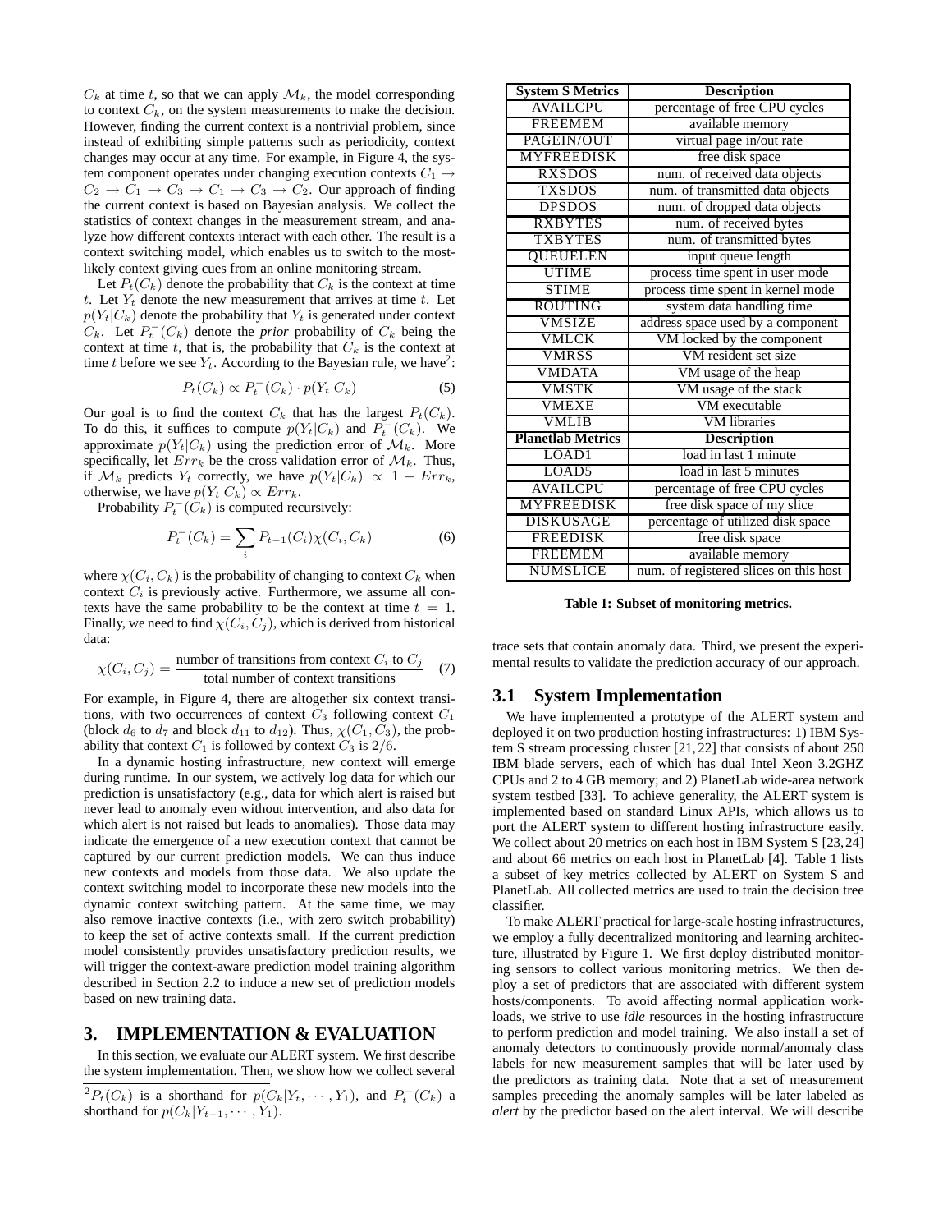$C_k$ at time $t$, so that we can apply $\mathcal{M}_k$, the model corresponding to context $C_k$, on the system measurements to make the decision. However, finding the current context is a nontrivial problem, since instead of exhibiting simple patterns such as periodicity, context changes may occur at any time. For example, in Figure 4, the system component operates under changing execution contexts $C_1 \rightarrow C_2 \rightarrow C_1 \rightarrow C_3 \rightarrow C_1 \rightarrow C_3 \rightarrow C_2$. Our approach of finding the current context is based on Bayesian analysis. We collect the statistics of context changes in the measurement stream, and analyze how different contexts interact with each other. The result is a context switching model, which enables us to switch to the most-likely context giving cues from an online monitoring stream.

Let $P_t(C_k)$ denote the probability that $C_k$ is the context at time $t$. Let $Y_t$ denote the new measurement that arrives at time $t$. Let $p(Y_t|C_k)$ denote the probability that $Y_t$ is generated under context $C_k$. Let $P_t^-(C_k)$ denote the *prior* probability of $C_k$ being the context at time $t$, that is, the probability that $C_k$ is the context at time $t$ before we see $Y_t$. According to the Bayesian rule, we have[2]:

$$P_t(C_k) \propto P_t^-(C_k) \cdot p(Y_t|C_k) \tag{5}$$

Our goal is to find the context $C_k$ that has the largest $P_t(C_k)$. To do this, it suffices to compute $p(Y_t|C_k)$ and $P_t^-(C_k)$. We approximate $p(Y_t|C_k)$ using the prediction error of $\mathcal{M}_k$. More specifically, let $Err_k$ be the cross validation error of $\mathcal{M}_k$. Thus, if $\mathcal{M}_k$ predicts $Y_t$ correctly, we have $p(Y_t|C_k) \propto 1 - Err_k$, otherwise, we have $p(Y_t|C_k) \propto Err_k$.

Probability $P_t^-(C_k)$ is computed recursively:

$$P_t^-(C_k) = \sum_i P_{t-1}(C_i)\chi(C_i, C_k) \tag{6}$$

where $\chi(C_i, C_k)$ is the probability of changing to context $C_k$ when context $C_i$ is previously active. Furthermore, we assume all contexts have the same probability to be the context at time $t = 1$. Finally, we need to find $\chi(C_i, C_j)$, which is derived from historical data:

$$\chi(C_i, C_j) = \frac{\text{number of transitions from context } C_i \text{ to } C_j}{\text{total number of context transitions}} \tag{7}$$

For example, in Figure 4, there are altogether six context transitions, with two occurrences of context $C_3$ following context $C_1$ (block $d_6$ to $d_7$ and block $d_{11}$ to $d_{12}$). Thus, $\chi(C_1, C_3)$, the probability that context $C_1$ is followed by context $C_3$ is $2/6$.

In a dynamic hosting infrastructure, new context will emerge during runtime. In our system, we actively log data for which our prediction is unsatisfactory (e.g., data for which alert is raised but never lead to anomaly even without intervention, and also data for which alert is not raised but leads to anomalies). Those data may indicate the emergence of a new execution context that cannot be captured by our current prediction models. We can thus induce new contexts and models from those data. We also update the context switching model to incorporate these new models into the dynamic context switching pattern. At the same time, we may also remove inactive contexts (i.e., with zero switch probability) to keep the set of active contexts small. If the current prediction model consistently provides unsatisfactory prediction results, we will trigger the context-aware prediction model training algorithm described in Section 2.2 to induce a new set of prediction models based on new training data.

## 3. IMPLEMENTATION & EVALUATION

In this section, we evaluate our ALERT system. We first describe the system implementation. Then, we show how we collect several trace sets that contain anomaly data. Third, we present the experimental results to validate the prediction accuracy of our approach.

[2] $P_t(C_k)$ is a shorthand for $p(C_k|Y_t, \cdots, Y_1)$, and $P_t^-(C_k)$ a shorthand for $p(C_k|Y_{t-1}, \cdots, Y_1)$.

| System S Metrics | Description |
|---|---|
| AVAILCPU | percentage of free CPU cycles |
| FREEMEM | available memory |
| PAGEIN/OUT | virtual page in/out rate |
| MYFREEDISK | free disk space |
| RXSDOS | num. of received data objects |
| TXSDOS | num. of transmitted data objects |
| DPSDOS | num. of dropped data objects |
| RXBYTES | num. of received bytes |
| TXBYTES | num. of transmitted bytes |
| QUEUELEN | input queue length |
| UTIME | process time spent in user mode |
| STIME | process time spent in kernel mode |
| ROUTING | system data handling time |
| VMSIZE | address space used by a component |
| VMLCK | VM locked by the component |
| VMRSS | VM resident set size |
| VMDATA | VM usage of the heap |
| VMSTK | VM usage of the stack |
| VMEXE | VM executable |
| VMLIB | VM libraries |
| **Planetlab Metrics** | **Description** |
| LOAD1 | load in last 1 minute |
| LOAD5 | load in last 5 minutes |
| AVAILCPU | percentage of free CPU cycles |
| MYFREEDISK | free disk space of my slice |
| DISKUSAGE | percentage of utilized disk space |
| FREEDISK | free disk space |
| FREEMEM | available memory |
| NUMSLICE | num. of registered slices on this host |

**Table 1: Subset of monitoring metrics.**

### 3.1 System Implementation

We have implemented a prototype of the ALERT system and deployed it on two production hosting infrastructures: 1) IBM System S stream processing cluster [21, 22] that consists of about 250 IBM blade servers, each of which has dual Intel Xeon 3.2GHZ CPUs and 2 to 4 GB memory; and 2) PlanetLab wide-area network system testbed [33]. To achieve generality, the ALERT system is implemented based on standard Linux APIs, which allows us to port the ALERT system to different hosting infrastructure easily. We collect about 20 metrics on each host in IBM System S [23, 24] and about 66 metrics on each host in PlanetLab [4]. Table 1 lists a subset of key metrics collected by ALERT on System S and PlanetLab. All collected metrics are used to train the decision tree classifier.

To make ALERT practical for large-scale hosting infrastructures, we employ a fully decentralized monitoring and learning architecture, illustrated by Figure 1. We first deploy distributed monitoring sensors to collect various monitoring metrics. We then deploy a set of predictors that are associated with different system hosts/components. To avoid affecting normal application workloads, we strive to use *idle* resources in the hosting infrastructure to perform prediction and model training. We also install a set of anomaly detectors to continuously provide normal/anomaly class labels for new measurement samples that will be later used by the predictors as training data. Note that a set of measurement samples preceding the anomaly samples will be later labeled as *alert* by the predictor based on the alert interval. We will describe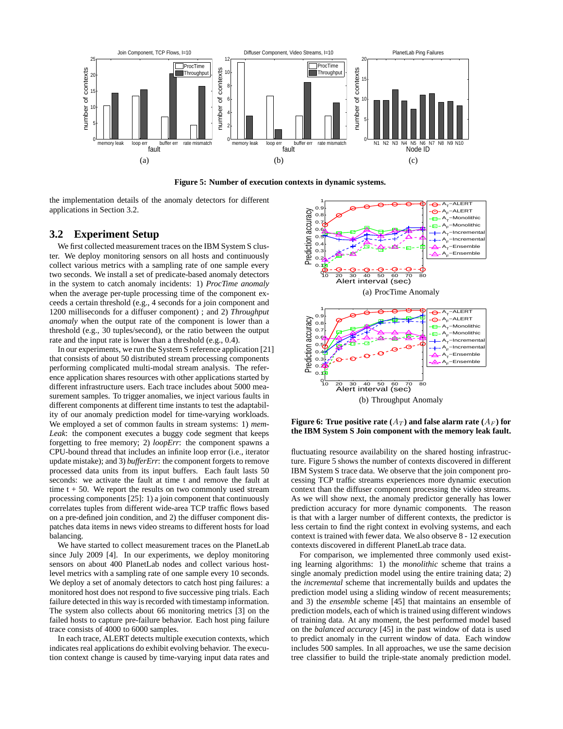Figure 5: Number of execution contexts in dynamic systems.

the implementation details of the anomaly detectors for different applications in Section 3.2.

## 3.2 Experiment Setup

We first collected measurement traces on the IBM System S cluster. We deploy monitoring sensors on all hosts and continuously collect various metrics with a sampling rate of one sample every two seconds. We install a set of predicate-based anomaly detectors in the system to catch anomaly incidents: 1) *ProcTime anomaly* when the average per-tuple processing time of the component exceeds a certain threshold (e.g., 4 seconds for a join component and 1200 milliseconds for a diffuser component) ; and 2) *Throughput anomaly* when the output rate of the component is lower than a threshold (e.g., 30 tuples/second), or the ratio between the output rate and the input rate is lower than a threshold (e.g., 0.4).

In our experiments, we run the System S reference application [21] that consists of about 50 distributed stream processing components performing complicated multi-modal stream analysis. The reference application shares resources with other applications started by different infrastructure users. Each trace includes about 5000 measurement samples. To trigger anomalies, we inject various faults in different components at different time instants to test the adaptability of our anomaly prediction model for time-varying workloads. We employed a set of common faults in stream systems: 1) *memLeak*: the component executes a buggy code segment that keeps forgetting to free memory; 2) *loopErr*: the component spawns a CPU-bound thread that includes an infinite loop error (i.e., iterator update mistake); and 3) *bufferErr*: the component forgets to remove processed data units from its input buffers. Each fault lasts 50 seconds: we activate the fault at time t and remove the fault at time t + 50. We report the results on two commonly used stream processing components [25]: 1) a join component that continuously correlates tuples from different wide-area TCP traffic flows based on a pre-defined join condition, and 2) the diffuser component dispatches data items in news video streams to different hosts for load balancing.

We have started to collect measurement traces on the PlanetLab since July 2009 [4]. In our experiments, we deploy monitoring sensors on about 400 PlanetLab nodes and collect various host-level metrics with a sampling rate of one sample every 10 seconds. We deploy a set of anomaly detectors to catch host ping failures: a monitored host does not respond to five successive ping trials. Each failure detected in this way is recorded with timestamp information. The system also collects about 66 monitoring metrics [3] on the failed hosts to capture pre-failure behavior. Each host ping failure trace consists of 4000 to 6000 samples.

In each trace, ALERT detects multiple execution contexts, which indicates real applications do exhibit evolving behavior. The execution context change is caused by time-varying input data rates and fluctuating resource availability on the shared hosting infrastructure. Figure 5 shows the number of contexts discovered in different IBM System S trace data. We observe that the join component processing TCP traffic streams experiences more dynamic execution context than the diffuser component processing the video streams. As we will show next, the anomaly predictor generally has lower prediction accuracy for more dynamic components. The reason is that with a larger number of different contexts, the predictor is less certain to find the right context in evolving systems, and each context is trained with fewer data. We also observe 8 - 12 execution contexts discovered in different PlanetLab trace data.

For comparison, we implemented three commonly used existing learning algorithms: 1) the *monolithic* scheme that trains a single anomaly prediction model using the entire training data; 2) the *incremental* scheme that incrementally builds and updates the prediction model using a sliding window of recent measurements; and 3) the *ensemble* scheme [45] that maintains an ensemble of prediction models, each of which is trained using different windows of training data. At any moment, the best performed model based on the *balanced accuracy* [45] in the past window of data is used to predict anomaly in the current window of data. Each window includes 500 samples. In all approaches, we use the same decision tree classifier to build the triple-state anomaly prediction model.

(a) ProcTime Anomaly

(b) Throughput Anomaly

**Figure 6: True positive rate ($A_T$) and false alarm rate ($A_F$) for the IBM System S Join component with the memory leak fault.**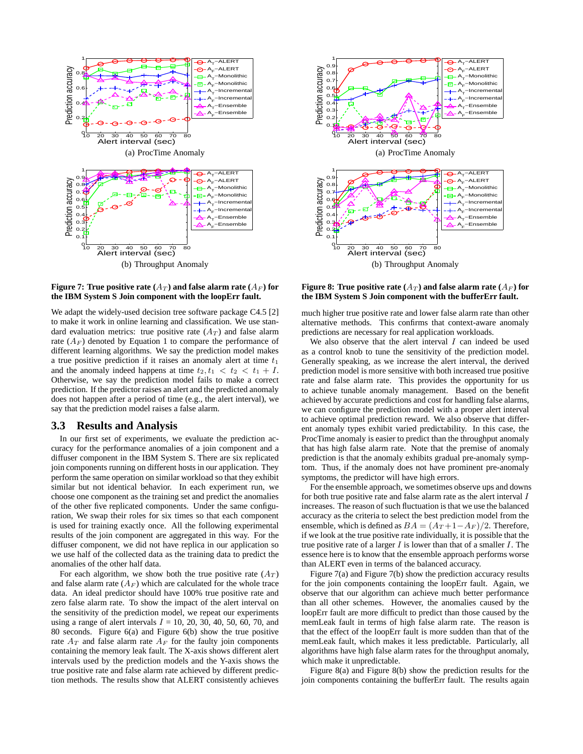(a) ProcTime Anomaly

(b) Throughput Anomaly

**Figure 7: True positive rate ($A_T$) and false alarm rate ($A_F$) for the IBM System S Join component with the loopErr fault.**

(a) ProcTime Anomaly

(b) Throughput Anomaly

**Figure 8: True positive rate ($A_T$) and false alarm rate ($A_F$) for the IBM System S Join component with the bufferErr fault.**

We adapt the widely-used decision tree software package C4.5 [2] to make it work in online learning and classification. We use standard evaluation metrics: true positive rate ($A_T$) and false alarm rate ($A_F$) denoted by Equation 1 to compare the performance of different learning algorithms. We say the prediction model makes a true positive prediction if it raises an anomaly alert at time $t_1$ and the anomaly indeed happens at time $t_2, t_1 < t_2 < t_1 + I$. Otherwise, we say the prediction model fails to make a correct prediction. If the predictor raises an alert and the predicted anomaly does not happen after a period of time (e.g., the alert interval), we say that the prediction model raises a false alarm.

## 3.3 Results and Analysis

In our first set of experiments, we evaluate the prediction accuracy for the performance anomalies of a join component and a diffuser component in the IBM System S. There are six replicated join components running on different hosts in our application. They perform the same operation on similar workload so that they exhibit similar but not identical behavior. In each experiment run, we choose one component as the training set and predict the anomalies of the other five replicated components. Under the same configuration, We swap their roles for six times so that each component is used for training exactly once. All the following experimental results of the join component are aggregated in this way. For the diffuser component, we did not have replica in our application so we use half of the collected data as the training data to predict the anomalies of the other half data.

For each algorithm, we show both the true positive rate ($A_T$) and false alarm rate ($A_F$) which are calculated for the whole trace data. An ideal predictor should have 100% true positive rate and zero false alarm rate. To show the impact of the alert interval on the sensitivity of the prediction model, we repeat our experiments using a range of alert intervals $I$ = 10, 20, 30, 40, 50, 60, 70, and 80 seconds. Figure 6(a) and Figure 6(b) show the true positive rate $A_T$ and false alarm rate $A_F$ for the faulty join components containing the memory leak fault. The X-axis shows different alert intervals used by the prediction models and the Y-axis shows the true positive rate and false alarm rate achieved by different prediction methods. The results show that ALERT consistently achieves much higher true positive rate and lower false alarm rate than other alternative methods. This confirms that context-aware anomaly predictions are necessary for real application workloads.

We also observe that the alert interval $I$ can indeed be used as a control knob to tune the sensitivity of the prediction model. Generally speaking, as we increase the alert interval, the derived prediction model is more sensitive with both increased true positive rate and false alarm rate. This provides the opportunity for us to achieve tunable anomaly management. Based on the benefit achieved by accurate predictions and cost for handling false alarms, we can configure the prediction model with a proper alert interval to achieve optimal prediction reward. We also observe that different anomaly types exhibit varied predictability. In this case, the ProcTime anomaly is easier to predict than the throughput anomaly that has high false alarm rate. Note that the premise of anomaly prediction is that the anomaly exhibits gradual pre-anomaly symptom. Thus, if the anomaly does not have prominent pre-anomaly symptoms, the predictor will have high errors.

For the ensemble approach, we sometimes observe ups and downs for both true positive rate and false alarm rate as the alert interval $I$ increases. The reason of such fluctuation is that we use the balanced accuracy as the criteria to select the best prediction model from the ensemble, which is defined as $BA = (A_T + 1 - A_F)/2$. Therefore, if we look at the true positive rate individually, it is possible that the true positive rate of a larger $I$ is lower than that of a smaller $I$. The essence here is to know that the ensemble approach performs worse than ALERT even in terms of the balanced accuracy.

Figure 7(a) and Figure 7(b) show the prediction accuracy results for the join components containing the loopErr fault. Again, we observe that our algorithm can achieve much better performance than all other schemes. However, the anomalies caused by the loopErr fault are more difficult to predict than those caused by the memLeak fault in terms of high false alarm rate. The reason is that the effect of the loopErr fault is more sudden than that of the memLeak fault, which makes it less predictable. Particularly, all algorithms have high false alarm rates for the throughput anomaly, which make it unpredictable.

Figure 8(a) and Figure 8(b) show the prediction results for the join components containing the bufferErr fault. The results again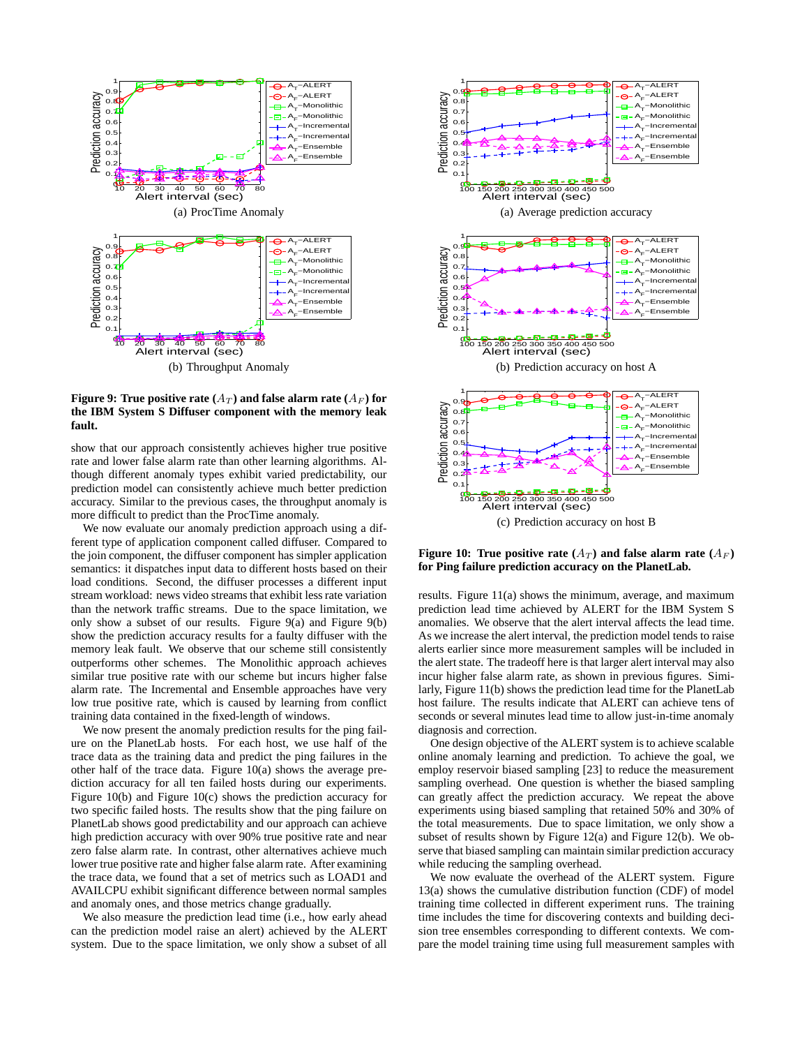(a) ProcTime Anomaly

(b) Throughput Anomaly

**Figure 9: True positive rate ($A_T$) and false alarm rate ($A_F$) for the IBM System S Diffuser component with the memory leak fault.**

show that our approach consistently achieves higher true positive rate and lower false alarm rate than other learning algorithms. Although different anomaly types exhibit varied predictability, our prediction model can consistently achieve much better prediction accuracy. Similar to the previous cases, the throughput anomaly is more difficult to predict than the ProcTime anomaly.

We now evaluate our anomaly prediction approach using a different type of application component called diffuser. Compared to the join component, the diffuser component has simpler application semantics: it dispatches input data to different hosts based on their load conditions. Second, the diffuser processes a different input stream workload: news video streams that exhibit less rate variation than the network traffic streams. Due to the space limitation, we only show a subset of our results. Figure 9(a) and Figure 9(b) show the prediction accuracy results for a faulty diffuser with the memory leak fault. We observe that our scheme still consistently outperforms other schemes. The Monolithic approach achieves similar true positive rate with our scheme but incurs higher false alarm rate. The Incremental and Ensemble approaches have very low true positive rate, which is caused by learning from conflict training data contained in the fixed-length of windows.

We now present the anomaly prediction results for the ping failure on the PlanetLab hosts. For each host, we use half of the trace data as the training data and predict the ping failures in the other half of the trace data. Figure 10(a) shows the average prediction accuracy for all ten failed hosts during our experiments. Figure 10(b) and Figure 10(c) shows the prediction accuracy for two specific failed hosts. The results show that the ping failure on PlanetLab shows good predictability and our approach can achieve high prediction accuracy with over 90% true positive rate and near zero false alarm rate. In contrast, other alternatives achieve much lower true positive rate and higher false alarm rate. After examining the trace data, we found that a set of metrics such as LOAD1 and AVAILCPU exhibit significant difference between normal samples and anomaly ones, and those metrics change gradually.

We also measure the prediction lead time (i.e., how early ahead can the prediction model raise an alert) achieved by the ALERT system. Due to the space limitation, we only show a subset of all

(a) Average prediction accuracy

(b) Prediction accuracy on host A

(c) Prediction accuracy on host B

**Figure 10: True positive rate ($A_T$) and false alarm rate ($A_F$) for Ping failure prediction accuracy on the PlanetLab.**

results. Figure 11(a) shows the minimum, average, and maximum prediction lead time achieved by ALERT for the IBM System S anomalies. We observe that the alert interval affects the lead time. As we increase the alert interval, the prediction model tends to raise alerts earlier since more measurement samples will be included in the alert state. The tradeoff here is that larger alert interval may also incur higher false alarm rate, as shown in previous figures. Similarly, Figure 11(b) shows the prediction lead time for the PlanetLab host failure. The results indicate that ALERT can achieve tens of seconds or several minutes lead time to allow just-in-time anomaly diagnosis and correction.

One design objective of the ALERT system is to achieve scalable online anomaly learning and prediction. To achieve the goal, we employ reservoir biased sampling [23] to reduce the measurement sampling overhead. One question is whether the biased sampling can greatly affect the prediction accuracy. We repeat the above experiments using biased sampling that retained 50% and 30% of the total measurements. Due to space limitation, we only show a subset of results shown by Figure 12(a) and Figure 12(b). We observe that biased sampling can maintain similar prediction accuracy while reducing the sampling overhead.

We now evaluate the overhead of the ALERT system. Figure 13(a) shows the cumulative distribution function (CDF) of model training time collected in different experiment runs. The training time includes the time for discovering contexts and building decision tree ensembles corresponding to different contexts. We compare the model training time using full measurement samples with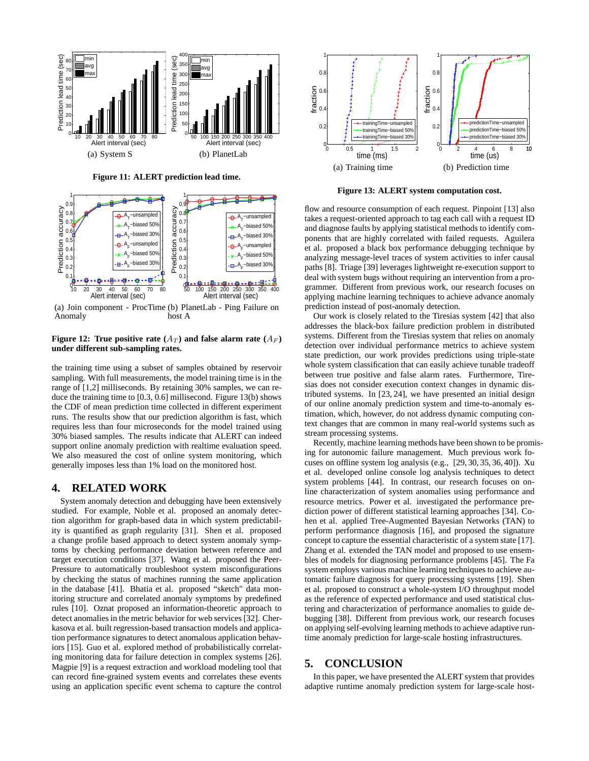(a) System S

(b) PlanetLab

**Figure 11: ALERT prediction lead time.**

(a) Join component - ProcTime Anomaly

(b) PlanetLab - Ping Failure on host A

**Figure 12: True positive rate ($A_T$) and false alarm rate ($A_F$) under different sub-sampling rates.**

the training time using a subset of samples obtained by reservoir sampling. With full measurements, the model training time is in the range of [1,2] milliseconds. By retaining 30% samples, we can reduce the training time to [0.3, 0.6] millisecond. Figure 13(b) shows the CDF of mean prediction time collected in different experiment runs. The results show that our prediction algorithm is fast, which requires less than four microseconds for the model trained using 30% biased samples. The results indicate that ALERT can indeed support online anomaly prediction with realtime evaluation speed. We also measured the cost of online system monitoring, which generally imposes less than 1% load on the monitored host.

## 4. RELATED WORK

System anomaly detection and debugging have been extensively studied. For example, Noble et al. proposed an anomaly detection algorithm for graph-based data in which system predictability is quantified as graph regularity [31]. Shen et al. proposed a change profile based approach to detect system anomaly symptoms by checking performance deviation between reference and target execution conditions [37]. Wang et al. proposed the PeerPressure to automatically troubleshoot system misconfigurations by checking the status of machines running the same application in the database [41]. Bhatia et al. proposed "sketch" data monitoring structure and correlated anomaly symptoms by predefined rules [10]. Oznat proposed an information-theoretic approach to detect anomalies in the metric behavior for web services [32]. Cherkasova et al. built regression-based transaction models and application performance signatures to detect anomalous application behaviors [15]. Guo et al. explored method of probabilistically correlating monitoring data for failure detection in complex systems [26]. Magpie [9] is a request extraction and workload modeling tool that can record fine-grained system events and correlates these events using an application specific event schema to capture the control flow and resource consumption of each request. Pinpoint [13] also takes a request-oriented approach to tag each call with a request ID and diagnose faults by applying statistical methods to identify components that are highly correlated with failed requests. Aguilera et al. proposed a black box performance debugging technique by analyzing message-level traces of system activities to infer causal paths [8]. Triage [39] leverages lightweight re-execution support to deal with system bugs without requiring an intervention from a programmer. Different from previous work, our research focuses on applying machine learning techniques to achieve advance anomaly prediction instead of post-anomaly detection.

Our work is closely related to the Tiresias system [42] that also addresses the black-box failure prediction problem in distributed systems. Different from the Tiresias system that relies on anomaly detection over individual performance metrics to achieve system state prediction, our work provides predictions using triple-state whole system classification that can easily achieve tunable tradeoff between true positive and false alarm rates. Furthermore, Tiresias does not consider execution context changes in dynamic distributed systems. In [23, 24], we have presented an initial design of our online anomaly prediction system and time-to-anomaly estimation, which, however, do not address dynamic computing context changes that are common in many real-world systems such as stream processing systems.

Recently, machine learning methods have been shown to be promising for autonomic failure management. Much previous work focuses on offline system log analysis (e.g., [29, 30, 35, 36, 40]). Xu et al. developed online console log analysis techniques to detect system problems [44]. In contrast, our research focuses on online characterization of system anomalies using performance and resource metrics. Power et al. investigated the performance prediction power of different statistical learning approaches [34]. Cohen et al. applied Tree-Augmented Bayesian Networks (TAN) to perform performance diagnosis [16], and proposed the signature concept to capture the essential characteristic of a system state [17]. Zhang et al. extended the TAN model and proposed to use ensembles of models for diagnosing performance problems [45]. The Fa system employs various machine learning techniques to achieve automatic failure diagnosis for query processing systems [19]. Shen et al. proposed to construct a whole-system I/O throughput model as the reference of expected performance and used statistical clustering and characterization of performance anomalies to guide debugging [38]. Different from previous work, our research focuses on applying self-evolving learning methods to achieve adaptive runtime anomaly prediction for large-scale hosting infrastructures.

(a) Training time

(b) Prediction time

**Figure 13: ALERT system computation cost.**

## 5. CONCLUSION

In this paper, we have presented the ALERT system that provides adaptive runtime anomaly prediction system for large-scale host-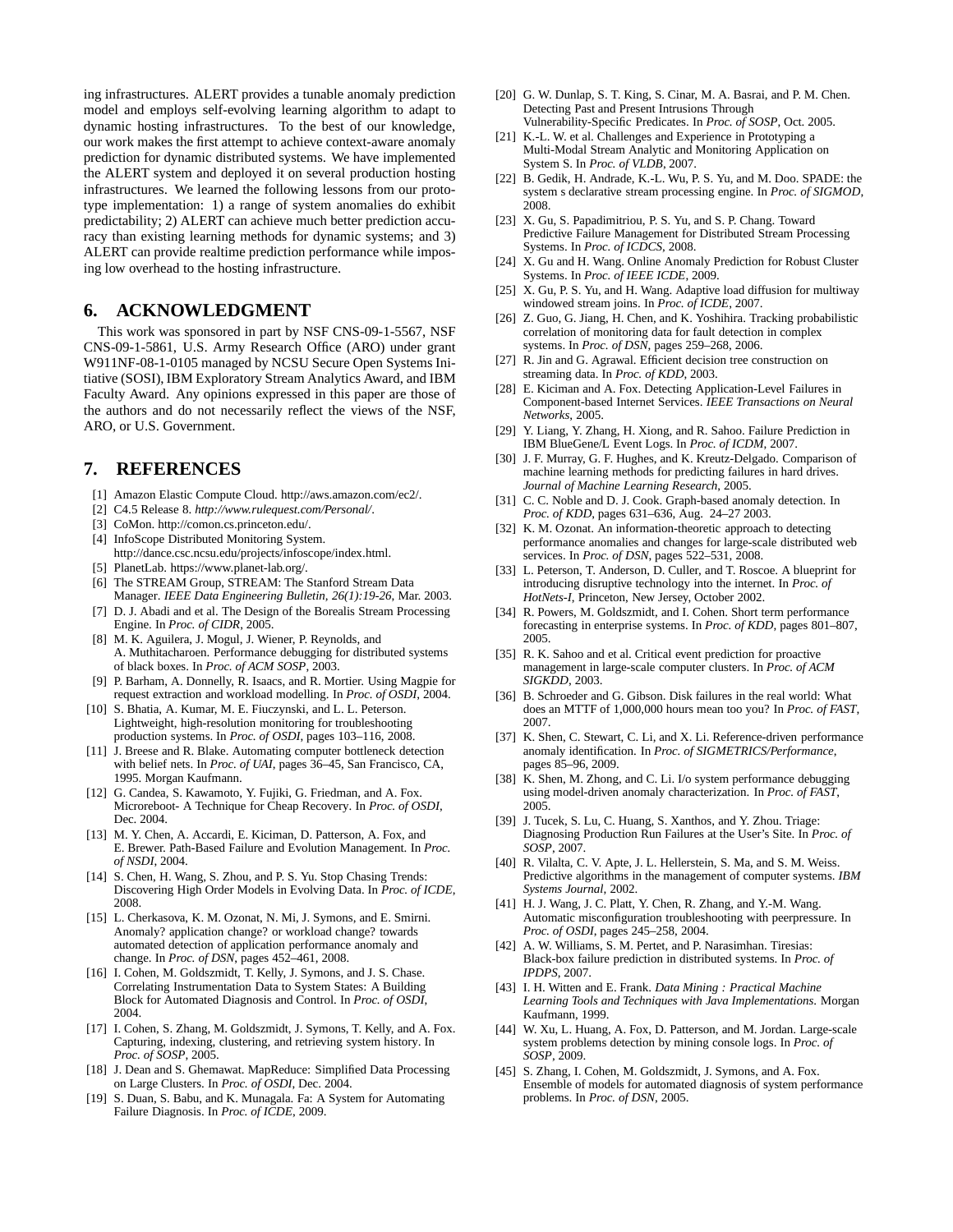ing infrastructures. ALERT provides a tunable anomaly prediction model and employs self-evolving learning algorithm to adapt to dynamic hosting infrastructures. To the best of our knowledge, our work makes the first attempt to achieve context-aware anomaly prediction for dynamic distributed systems. We have implemented the ALERT system and deployed it on several production hosting infrastructures. We learned the following lessons from our prototype implementation: 1) a range of system anomalies do exhibit predictability; 2) ALERT can achieve much better prediction accuracy than existing learning methods for dynamic systems; and 3) ALERT can provide realtime prediction performance while imposing low overhead to the hosting infrastructure.

## 6. ACKNOWLEDGMENT

This work was sponsored in part by NSF CNS-09-1-5567, NSF CNS-09-1-5861, U.S. Army Research Office (ARO) under grant W911NF-08-1-0105 managed by NCSU Secure Open Systems Initiative (SOSI), IBM Exploratory Stream Analytics Award, and IBM Faculty Award. Any opinions expressed in this paper are those of the authors and do not necessarily reflect the views of the NSF, ARO, or U.S. Government.

## 7. REFERENCES

[1] Amazon Elastic Compute Cloud. http://aws.amazon.com/ec2/.

[2] C4.5 Release 8. *http://www.rulequest.com/Personal/*.

[3] CoMon. http://comon.cs.princeton.edu/.

[4] InfoScope Distributed Monitoring System. http://dance.csc.ncsu.edu/projects/infoscope/index.html.

[5] PlanetLab. https://www.planet-lab.org/.

[6] The STREAM Group, STREAM: The Stanford Stream Data Manager. *IEEE Data Engineering Bulletin, 26(1):19-26*, Mar. 2003.

[7] D. J. Abadi and et al. The Design of the Borealis Stream Processing Engine. In *Proc. of CIDR*, 2005.

[8] M. K. Aguilera, J. Mogul, J. Wiener, P. Reynolds, and A. Muthitacharoen. Performance debugging for distributed systems of black boxes. In *Proc. of ACM SOSP*, 2003.

[9] P. Barham, A. Donnelly, R. Isaacs, and R. Mortier. Using Magpie for request extraction and workload modelling. In *Proc. of OSDI*, 2004.

[10] S. Bhatia, A. Kumar, M. E. Fiuczynski, and L. L. Peterson. Lightweight, high-resolution monitoring for troubleshooting production systems. In *Proc. of OSDI*, pages 103–116, 2008.

[11] J. Breese and R. Blake. Automating computer bottleneck detection with belief nets. In *Proc. of UAI*, pages 36–45, San Francisco, CA, 1995. Morgan Kaufmann.

[12] G. Candea, S. Kawamoto, Y. Fujiki, G. Friedman, and A. Fox. Microreboot- A Technique for Cheap Recovery. In *Proc. of OSDI*, Dec. 2004.

[13] M. Y. Chen, A. Accardi, E. Kiciman, D. Patterson, A. Fox, and E. Brewer. Path-Based Failure and Evolution Management. In *Proc. of NSDI*, 2004.

[14] S. Chen, H. Wang, S. Zhou, and P. S. Yu. Stop Chasing Trends: Discovering High Order Models in Evolving Data. In *Proc. of ICDE*, 2008.

[15] L. Cherkasova, K. M. Ozonat, N. Mi, J. Symons, and E. Smirni. Anomaly? application change? or workload change? towards automated detection of application performance anomaly and change. In *Proc. of DSN*, pages 452–461, 2008.

[16] I. Cohen, M. Goldszmidt, T. Kelly, J. Symons, and J. S. Chase. Correlating Instrumentation Data to System States: A Building Block for Automated Diagnosis and Control. In *Proc. of OSDI*, 2004.

[17] I. Cohen, S. Zhang, M. Goldszmidt, J. Symons, T. Kelly, and A. Fox. Capturing, indexing, clustering, and retrieving system history. In *Proc. of SOSP*, 2005.

[18] J. Dean and S. Ghemawat. MapReduce: Simplified Data Processing on Large Clusters. In *Proc. of OSDI*, Dec. 2004.

[19] S. Duan, S. Babu, and K. Munagala. Fa: A System for Automating Failure Diagnosis. In *Proc. of ICDE*, 2009.

[20] G. W. Dunlap, S. T. King, S. Cinar, M. A. Basrai, and P. M. Chen. Detecting Past and Present Intrusions Through Vulnerability-Specific Predicates. In *Proc. of SOSP*, Oct. 2005.

[21] K.-L. W. et al. Challenges and Experience in Prototyping a Multi-Modal Stream Analytic and Monitoring Application on System S. In *Proc. of VLDB*, 2007.

[22] B. Gedik, H. Andrade, K.-L. Wu, P. S. Yu, and M. Doo. SPADE: the system s declarative stream processing engine. In *Proc. of SIGMOD*, 2008.

[23] X. Gu, S. Papadimitriou, P. S. Yu, and S. P. Chang. Toward Predictive Failure Management for Distributed Stream Processing Systems. In *Proc. of ICDCS*, 2008.

[24] X. Gu and H. Wang. Online Anomaly Prediction for Robust Cluster Systems. In *Proc. of IEEE ICDE*, 2009.

[25] X. Gu, P. S. Yu, and H. Wang. Adaptive load diffusion for multiway windowed stream joins. In *Proc. of ICDE*, 2007.

[26] Z. Guo, G. Jiang, H. Chen, and K. Yoshihira. Tracking probabilistic correlation of monitoring data for fault detection in complex systems. In *Proc. of DSN*, pages 259–268, 2006.

[27] R. Jin and G. Agrawal. Efficient decision tree construction on streaming data. In *Proc. of KDD*, 2003.

[28] E. Kiciman and A. Fox. Detecting Application-Level Failures in Component-based Internet Services. *IEEE Transactions on Neural Networks*, 2005.

[29] Y. Liang, Y. Zhang, H. Xiong, and R. Sahoo. Failure Prediction in IBM BlueGene/L Event Logs. In *Proc. of ICDM*, 2007.

[30] J. F. Murray, G. F. Hughes, and K. Kreutz-Delgado. Comparison of machine learning methods for predicting failures in hard drives. *Journal of Machine Learning Research*, 2005.

[31] C. C. Noble and D. J. Cook. Graph-based anomaly detection. In *Proc. of KDD*, pages 631–636, Aug. 24–27 2003.

[32] K. M. Ozonat. An information-theoretic approach to detecting performance anomalies and changes for large-scale distributed web services. In *Proc. of DSN*, pages 522–531, 2008.

[33] L. Peterson, T. Anderson, D. Culler, and T. Roscoe. A blueprint for introducing disruptive technology into the internet. In *Proc. of HotNets-I*, Princeton, New Jersey, October 2002.

[34] R. Powers, M. Goldszmidt, and I. Cohen. Short term performance forecasting in enterprise systems. In *Proc. of KDD*, pages 801–807, 2005.

[35] R. K. Sahoo and et al. Critical event prediction for proactive management in large-scale computer clusters. In *Proc. of ACM SIGKDD*, 2003.

[36] B. Schroeder and G. Gibson. Disk failures in the real world: What does an MTTF of 1,000,000 hours mean too you? In *Proc. of FAST*, 2007.

[37] K. Shen, C. Stewart, C. Li, and X. Li. Reference-driven performance anomaly identification. In *Proc. of SIGMETRICS/Performance*, pages 85–96, 2009.

[38] K. Shen, M. Zhong, and C. Li. I/o system performance debugging using model-driven anomaly characterization. In *Proc. of FAST*, 2005.

[39] J. Tucek, S. Lu, C. Huang, S. Xanthos, and Y. Zhou. Triage: Diagnosing Production Run Failures at the User's Site. In *Proc. of SOSP*, 2007.

[40] R. Vilalta, C. V. Apte, J. L. Hellerstein, S. Ma, and S. M. Weiss. Predictive algorithms in the management of computer systems. *IBM Systems Journal*, 2002.

[41] H. J. Wang, J. C. Platt, Y. Chen, R. Zhang, and Y.-M. Wang. Automatic misconfiguration troubleshooting with peerpressure. In *Proc. of OSDI*, pages 245–258, 2004.

[42] A. W. Williams, S. M. Pertet, and P. Narasimhan. Tiresias: Black-box failure prediction in distributed systems. In *Proc. of IPDPS*, 2007.

[43] I. H. Witten and E. Frank. *Data Mining : Practical Machine Learning Tools and Techniques with Java Implementations*. Morgan Kaufmann, 1999.

[44] W. Xu, L. Huang, A. Fox, D. Patterson, and M. Jordan. Large-scale system problems detection by mining console logs. In *Proc. of SOSP*, 2009.

[45] S. Zhang, I. Cohen, M. Goldszmidt, J. Symons, and A. Fox. Ensemble of models for automated diagnosis of system performance problems. In *Proc. of DSN*, 2005.